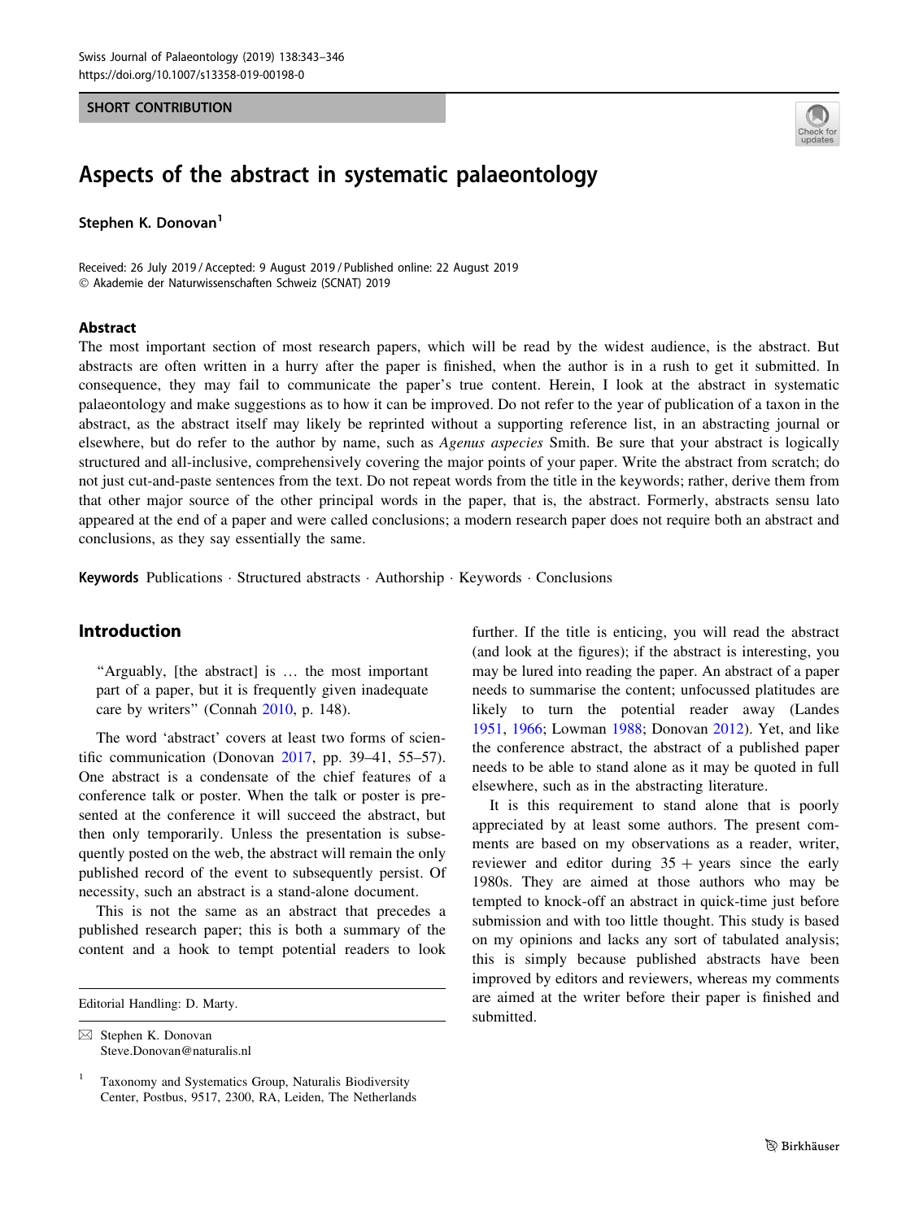SHORT CONTRIBUTION

# Aspects of the abstract in systematic palaeontology

**Stephen K. Donovan**[1]

Received: 26 July 2019 / Accepted: 9 August 2019 / Published online: 22 August 2019
© Akademie der Naturwissenschaften Schweiz (SCNAT) 2019

## Abstract

The most important section of most research papers, which will be read by the widest audience, is the abstract. But abstracts are often written in a hurry after the paper is finished, when the author is in a rush to get it submitted. In consequence, they may fail to communicate the paper's true content. Herein, I look at the abstract in systematic palaeontology and make suggestions as to how it can be improved. Do not refer to the year of publication of a taxon in the abstract, as the abstract itself may likely be reprinted without a supporting reference list, in an abstracting journal or elsewhere, but do refer to the author by name, such as *Agenus aspecies* Smith. Be sure that your abstract is logically structured and all-inclusive, comprehensively covering the major points of your paper. Write the abstract from scratch; do not just cut-and-paste sentences from the text. Do not repeat words from the title in the keywords; rather, derive them from that other major source of the other principal words in the paper, that is, the abstract. Formerly, abstracts sensu lato appeared at the end of a paper and were called conclusions; a modern research paper does not require both an abstract and conclusions, as they say essentially the same.

**Keywords** Publications · Structured abstracts · Authorship · Keywords · Conclusions

## Introduction

> "Arguably, [the abstract] is … the most important part of a paper, but it is frequently given inadequate care by writers" (Connah 2010, p. 148).

The word 'abstract' covers at least two forms of scientific communication (Donovan 2017, pp. 39–41, 55–57). One abstract is a condensate of the chief features of a conference talk or poster. When the talk or poster is presented at the conference it will succeed the abstract, but then only temporarily. Unless the presentation is subsequently posted on the web, the abstract will remain the only published record of the event to subsequently persist. Of necessity, such an abstract is a stand-alone document.

This is not the same as an abstract that precedes a published research paper; this is both a summary of the content and a hook to tempt potential readers to look further. If the title is enticing, you will read the abstract (and look at the figures); if the abstract is interesting, you may be lured into reading the paper. An abstract of a paper needs to summarise the content; unfocussed platitudes are likely to turn the potential reader away (Landes 1951, 1966; Lowman 1988; Donovan 2012). Yet, and like the conference abstract, the abstract of a published paper needs to be able to stand alone as it may be quoted in full elsewhere, such as in the abstracting literature.

It is this requirement to stand alone that is poorly appreciated by at least some authors. The present comments are based on my observations as a reader, writer, reviewer and editor during 35 + years since the early 1980s. They are aimed at those authors who may be tempted to knock-off an abstract in quick-time just before submission and with too little thought. This study is based on my opinions and lacks any sort of tabulated analysis; this is simply because published abstracts have been improved by editors and reviewers, whereas my comments are aimed at the writer before their paper is finished and submitted.

Editorial Handling: D. Marty.

✉ Stephen K. Donovan
Steve.Donovan@naturalis.nl

[1] Taxonomy and Systematics Group, Naturalis Biodiversity Center, Postbus, 9517, 2300, RA, Leiden, The Netherlands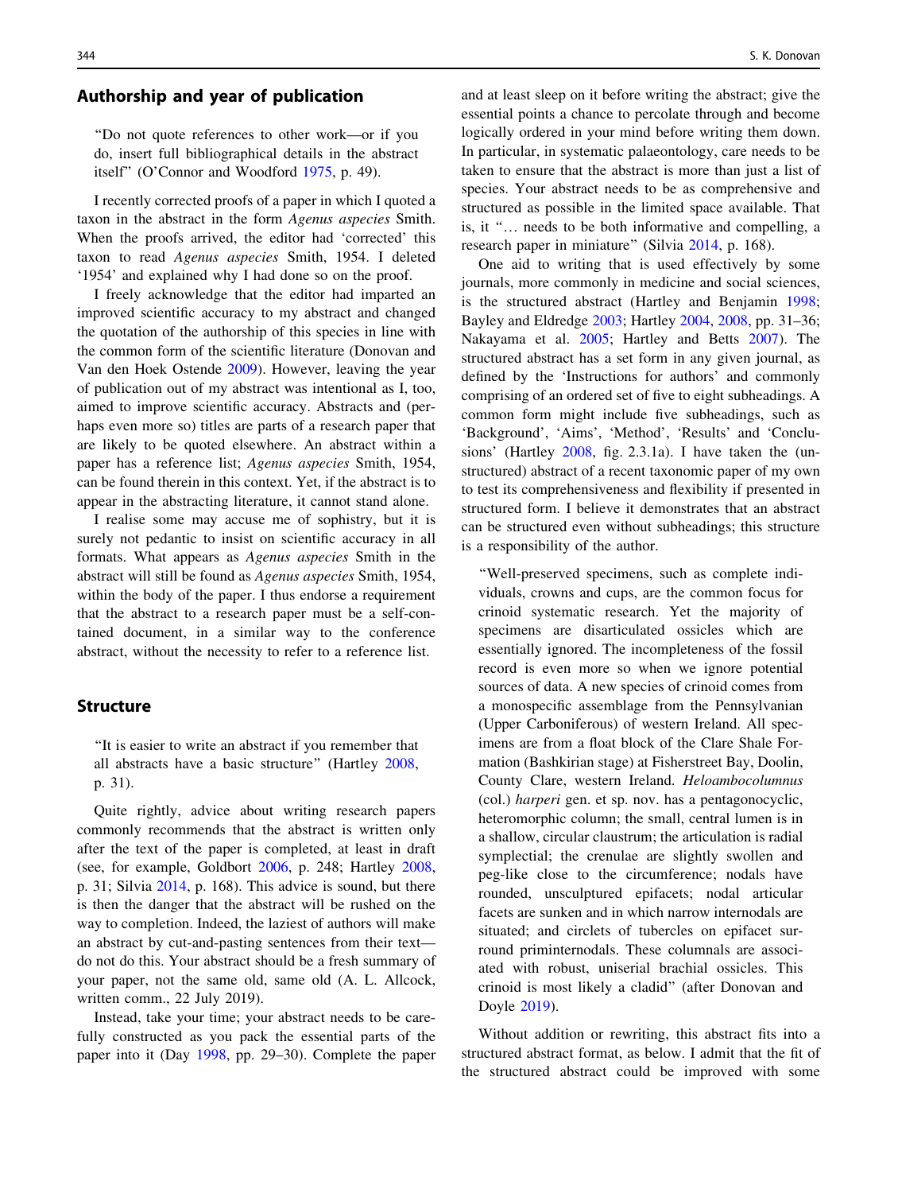## Authorship and year of publication

> "Do not quote references to other work—or if you do, insert full bibliographical details in the abstract itself" (O'Connor and Woodford 1975, p. 49).

I recently corrected proofs of a paper in which I quoted a taxon in the abstract in the form *Agenus aspecies* Smith. When the proofs arrived, the editor had 'corrected' this taxon to read *Agenus aspecies* Smith, 1954. I deleted '1954' and explained why I had done so on the proof.

I freely acknowledge that the editor had imparted an improved scientific accuracy to my abstract and changed the quotation of the authorship of this species in line with the common form of the scientific literature (Donovan and Van den Hoek Ostende 2009). However, leaving the year of publication out of my abstract was intentional as I, too, aimed to improve scientific accuracy. Abstracts and (perhaps even more so) titles are parts of a research paper that are likely to be quoted elsewhere. An abstract within a paper has a reference list; *Agenus aspecies* Smith, 1954, can be found therein in this context. Yet, if the abstract is to appear in the abstracting literature, it cannot stand alone.

I realise some may accuse me of sophistry, but it is surely not pedantic to insist on scientific accuracy in all formats. What appears as *Agenus aspecies* Smith in the abstract will still be found as *Agenus aspecies* Smith, 1954, within the body of the paper. I thus endorse a requirement that the abstract to a research paper must be a self-contained document, in a similar way to the conference abstract, without the necessity to refer to a reference list.

## Structure

> "It is easier to write an abstract if you remember that all abstracts have a basic structure" (Hartley 2008, p. 31).

Quite rightly, advice about writing research papers commonly recommends that the abstract is written only after the text of the paper is completed, at least in draft (see, for example, Goldbort 2006, p. 248; Hartley 2008, p. 31; Silvia 2014, p. 168). This advice is sound, but there is then the danger that the abstract will be rushed on the way to completion. Indeed, the laziest of authors will make an abstract by cut-and-pasting sentences from their text—do not do this. Your abstract should be a fresh summary of your paper, not the same old, same old (A. L. Allcock, written comm., 22 July 2019).

Instead, take your time; your abstract needs to be carefully constructed as you pack the essential parts of the paper into it (Day 1998, pp. 29–30). Complete the paper and at least sleep on it before writing the abstract; give the essential points a chance to percolate through and become logically ordered in your mind before writing them down. In particular, in systematic palaeontology, care needs to be taken to ensure that the abstract is more than just a list of species. Your abstract needs to be as comprehensive and structured as possible in the limited space available. That is, it "… needs to be both informative and compelling, a research paper in miniature" (Silvia 2014, p. 168).

One aid to writing that is used effectively by some journals, more commonly in medicine and social sciences, is the structured abstract (Hartley and Benjamin 1998; Bayley and Eldredge 2003; Hartley 2004, 2008, pp. 31–36; Nakayama et al. 2005; Hartley and Betts 2007). The structured abstract has a set form in any given journal, as defined by the 'Instructions for authors' and commonly comprising of an ordered set of five to eight subheadings. A common form might include five subheadings, such as 'Background', 'Aims', 'Method', 'Results' and 'Conclusions' (Hartley 2008, fig. 2.3.1a). I have taken the (unstructured) abstract of a recent taxonomic paper of my own to test its comprehensiveness and flexibility if presented in structured form. I believe it demonstrates that an abstract can be structured even without subheadings; this structure is a responsibility of the author.

> "Well-preserved specimens, such as complete individuals, crowns and cups, are the common focus for crinoid systematic research. Yet the majority of specimens are disarticulated ossicles which are essentially ignored. The incompleteness of the fossil record is even more so when we ignore potential sources of data. A new species of crinoid comes from a monospecific assemblage from the Pennsylvanian (Upper Carboniferous) of western Ireland. All specimens are from a float block of the Clare Shale Formation (Bashkirian stage) at Fisherstreet Bay, Doolin, County Clare, western Ireland. *Heloambocolumnus* (col.) *harperi* gen. et sp. nov. has a pentagonocyclic, heteromorphic column; the small, central lumen is in a shallow, circular claustrum; the articulation is radial symplectial; the crenulae are slightly swollen and peg-like close to the circumference; nodals have rounded, unsculptured epifacets; nodal articular facets are sunken and in which narrow internodals are situated; and circlets of tubercles on epifacet surround priminternodals. These columnals are associated with robust, uniserial brachial ossicles. This crinoid is most likely a cladid" (after Donovan and Doyle 2019).

Without addition or rewriting, this abstract fits into a structured abstract format, as below. I admit that the fit of the structured abstract could be improved with some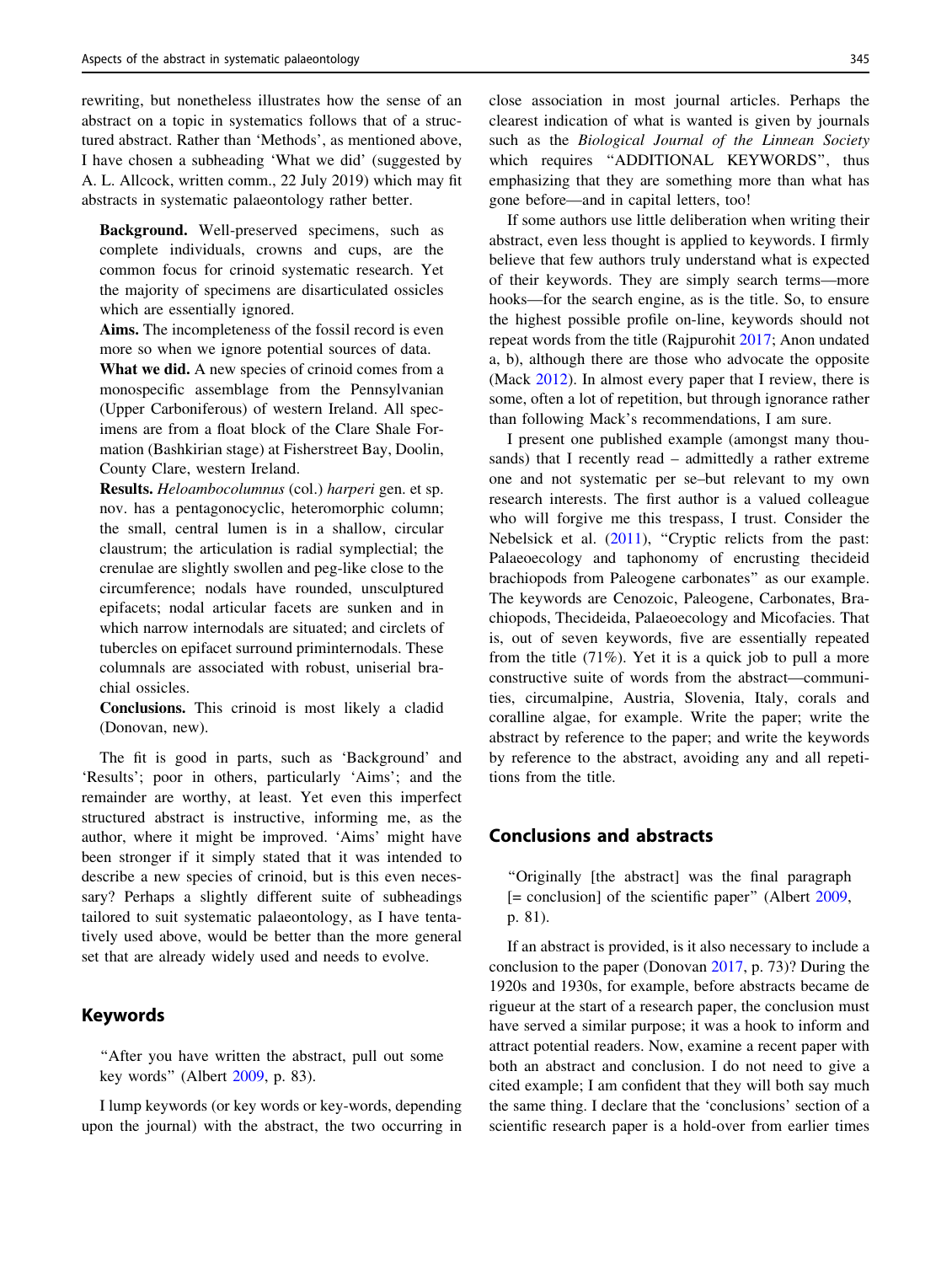rewriting, but nonetheless illustrates how the sense of an abstract on a topic in systematics follows that of a structured abstract. Rather than 'Methods', as mentioned above, I have chosen a subheading 'What we did' (suggested by A. L. Allcock, written comm., 22 July 2019) which may fit abstracts in systematic palaeontology rather better.

> **Background.** Well-preserved specimens, such as complete individuals, crowns and cups, are the common focus for crinoid systematic research. Yet the majority of specimens are disarticulated ossicles which are essentially ignored.
>
> **Aims.** The incompleteness of the fossil record is even more so when we ignore potential sources of data.
>
> **What we did.** A new species of crinoid comes from a monospecific assemblage from the Pennsylvanian (Upper Carboniferous) of western Ireland. All specimens are from a float block of the Clare Shale Formation (Bashkirian stage) at Fisherstreet Bay, Doolin, County Clare, western Ireland.
>
> **Results.** *Heloambocolumnus* (col.) *harperi* gen. et sp. nov. has a pentagonocyclic, heteromorphic column; the small, central lumen is in a shallow, circular claustrum; the articulation is radial symplectial; the crenulae are slightly swollen and peg-like close to the circumference; nodals have rounded, unsculptured epifacets; nodal articular facets are sunken and in which narrow internodals are situated; and circlets of tubercles on epifacet surround priminternodals. These columnals are associated with robust, uniserial brachial ossicles.
>
> **Conclusions.** This crinoid is most likely a cladid (Donovan, new).

The fit is good in parts, such as 'Background' and 'Results'; poor in others, particularly 'Aims'; and the remainder are worthy, at least. Yet even this imperfect structured abstract is instructive, informing me, as the author, where it might be improved. 'Aims' might have been stronger if it simply stated that it was intended to describe a new species of crinoid, but is this even necessary? Perhaps a slightly different suite of subheadings tailored to suit systematic palaeontology, as I have tentatively used above, would be better than the more general set that are already widely used and needs to evolve.

## Keywords

> "After you have written the abstract, pull out some key words" (Albert 2009, p. 83).

I lump keywords (or key words or key-words, depending upon the journal) with the abstract, the two occurring in close association in most journal articles. Perhaps the clearest indication of what is wanted is given by journals such as the *Biological Journal of the Linnean Society* which requires "ADDITIONAL KEYWORDS", thus emphasizing that they are something more than what has gone before—and in capital letters, too!

If some authors use little deliberation when writing their abstract, even less thought is applied to keywords. I firmly believe that few authors truly understand what is expected of their keywords. They are simply search terms—more hooks—for the search engine, as is the title. So, to ensure the highest possible profile on-line, keywords should not repeat words from the title (Rajpurohit 2017; Anon undated a, b), although there are those who advocate the opposite (Mack 2012). In almost every paper that I review, there is some, often a lot of repetition, but through ignorance rather than following Mack's recommendations, I am sure.

I present one published example (amongst many thousands) that I recently read – admittedly a rather extreme one and not systematic per se–but relevant to my own research interests. The first author is a valued colleague who will forgive me this trespass, I trust. Consider the Nebelsick et al. (2011), "Cryptic relicts from the past: Palaeoecology and taphonomy of encrusting thecideid brachiopods from Paleogene carbonates" as our example. The keywords are Cenozoic, Paleogene, Carbonates, Brachiopods, Thecideida, Palaeoecology and Micofacies. That is, out of seven keywords, five are essentially repeated from the title (71%). Yet it is a quick job to pull a more constructive suite of words from the abstract—communities, circumalpine, Austria, Slovenia, Italy, corals and coralline algae, for example. Write the paper; write the abstract by reference to the paper; and write the keywords by reference to the abstract, avoiding any and all repetitions from the title.

## Conclusions and abstracts

> "Originally [the abstract] was the final paragraph [= conclusion] of the scientific paper" (Albert 2009, p. 81).

If an abstract is provided, is it also necessary to include a conclusion to the paper (Donovan 2017, p. 73)? During the 1920s and 1930s, for example, before abstracts became de rigueur at the start of a research paper, the conclusion must have served a similar purpose; it was a hook to inform and attract potential readers. Now, examine a recent paper with both an abstract and conclusion. I do not need to give a cited example; I am confident that they will both say much the same thing. I declare that the 'conclusions' section of a scientific research paper is a hold-over from earlier times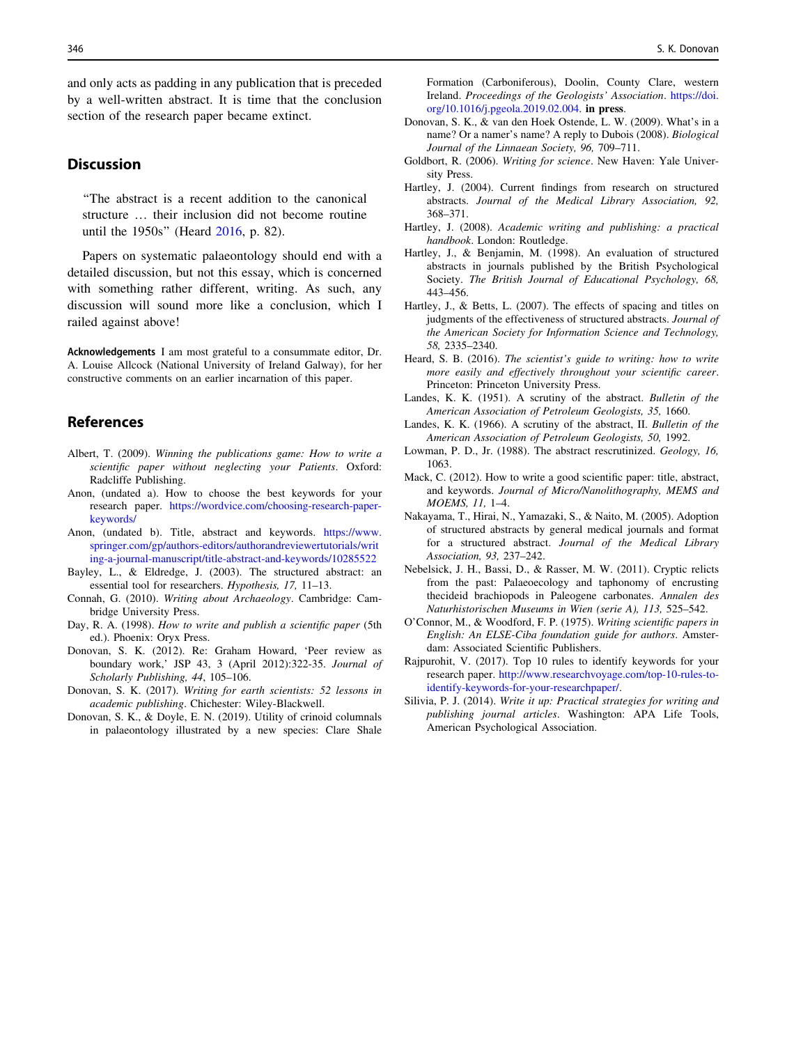and only acts as padding in any publication that is preceded by a well-written abstract. It is time that the conclusion section of the research paper became extinct.

## Discussion

> "The abstract is a recent addition to the canonical structure … their inclusion did not become routine until the 1950s" (Heard 2016, p. 82).

Papers on systematic palaeontology should end with a detailed discussion, but not this essay, which is concerned with something rather different, writing. As such, any discussion will sound more like a conclusion, which I railed against above!

**Acknowledgements** I am most grateful to a consummate editor, Dr. A. Louise Allcock (National University of Ireland Galway), for her constructive comments on an earlier incarnation of this paper.

## References

Albert, T. (2009). *Winning the publications game: How to write a scientific paper without neglecting your Patients*. Oxford: Radcliffe Publishing.

Anon, (undated a). How to choose the best keywords for your research paper. https://wordvice.com/choosing-research-paper-keywords/

Anon, (undated b). Title, abstract and keywords. https://www.springer.com/gp/authors-editors/authorandreviewertutorials/writing-a-journal-manuscript/title-abstract-and-keywords/10285522

Bayley, L., & Eldredge, J. (2003). The structured abstract: an essential tool for researchers. *Hypothesis, 17,* 11–13.

Connah, G. (2010). *Writing about Archaeology*. Cambridge: Cambridge University Press.

Day, R. A. (1998). *How to write and publish a scientific paper* (5th ed.). Phoenix: Oryx Press.

Donovan, S. K. (2012). Re: Graham Howard, 'Peer review as boundary work,' JSP 43, 3 (April 2012):322-35. *Journal of Scholarly Publishing, 44*, 105–106.

Donovan, S. K. (2017). *Writing for earth scientists: 52 lessons in academic publishing*. Chichester: Wiley-Blackwell.

Donovan, S. K., & Doyle, E. N. (2019). Utility of crinoid columnals in palaeontology illustrated by a new species: Clare Shale Formation (Carboniferous), Doolin, County Clare, western Ireland. *Proceedings of the Geologists' Association*. https://doi.org/10.1016/j.pgeola.2019.02.004. **in press**.

Donovan, S. K., & van den Hoek Ostende, L. W. (2009). What's in a name? Or a namer's name? A reply to Dubois (2008). *Biological Journal of the Linnaean Society, 96,* 709–711.

Goldbort, R. (2006). *Writing for science*. New Haven: Yale University Press.

Hartley, J. (2004). Current findings from research on structured abstracts. *Journal of the Medical Library Association, 92,* 368–371.

Hartley, J. (2008). *Academic writing and publishing: a practical handbook*. London: Routledge.

Hartley, J., & Benjamin, M. (1998). An evaluation of structured abstracts in journals published by the British Psychological Society. *The British Journal of Educational Psychology, 68,* 443–456.

Hartley, J., & Betts, L. (2007). The effects of spacing and titles on judgments of the effectiveness of structured abstracts. *Journal of the American Society for Information Science and Technology, 58,* 2335–2340.

Heard, S. B. (2016). *The scientist's guide to writing: how to write more easily and effectively throughout your scientific career*. Princeton: Princeton University Press.

Landes, K. K. (1951). A scrutiny of the abstract. *Bulletin of the American Association of Petroleum Geologists, 35,* 1660.

Landes, K. K. (1966). A scrutiny of the abstract, II. *Bulletin of the American Association of Petroleum Geologists, 50,* 1992.

Lowman, P. D., Jr. (1988). The abstract rescrutinized. *Geology, 16,* 1063.

Mack, C. (2012). How to write a good scientific paper: title, abstract, and keywords. *Journal of Micro/Nanolithography, MEMS and MOEMS, 11,* 1–4.

Nakayama, T., Hirai, N., Yamazaki, S., & Naito, M. (2005). Adoption of structured abstracts by general medical journals and format for a structured abstract. *Journal of the Medical Library Association, 93,* 237–242.

Nebelsick, J. H., Bassi, D., & Rasser, M. W. (2011). Cryptic relicts from the past: Palaeoecology and taphonomy of encrusting thecideid brachiopods in Paleogene carbonates. *Annalen des Naturhistorischen Museums in Wien (serie A), 113,* 525–542.

O'Connor, M., & Woodford, F. P. (1975). *Writing scientific papers in English: An ELSE-Ciba foundation guide for authors*. Amsterdam: Associated Scientific Publishers.

Rajpurohit, V. (2017). Top 10 rules to identify keywords for your research paper. http://www.researchvoyage.com/top-10-rules-to-identify-keywords-for-your-researchpaper/.

Silivia, P. J. (2014). *Write it up: Practical strategies for writing and publishing journal articles*. Washington: APA Life Tools, American Psychological Association.